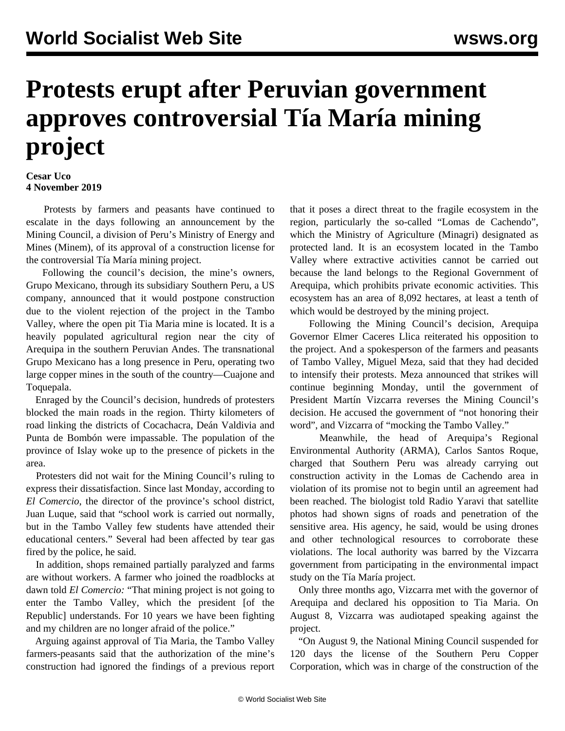# Protests erupt after Peruvian government approves controversial Tía María mining project

**Cesar Uco**
**4 November 2019**

Protests by farmers and peasants have continued to escalate in the days following an announcement by the Mining Council, a division of Peru's Ministry of Energy and Mines (Minem), of its approval of a construction license for the controversial Tía María mining project.

Following the council's decision, the mine's owners, Grupo Mexicano, through its subsidiary Southern Peru, a US company, announced that it would postpone construction due to the violent rejection of the project in the Tambo Valley, where the open pit Tia Maria mine is located. It is a heavily populated agricultural region near the city of Arequipa in the southern Peruvian Andes. The transnational Grupo Mexicano has a long presence in Peru, operating two large copper mines in the south of the country—Cuajone and Toquepala.

Enraged by the Council's decision, hundreds of protesters blocked the main roads in the region. Thirty kilometers of road linking the districts of Cocachacra, Deán Valdivia and Punta de Bombón were impassable. The population of the province of Islay woke up to the presence of pickets in the area.

Protesters did not wait for the Mining Council's ruling to express their dissatisfaction. Since last Monday, according to *El Comercio*, the director of the province's school district, Juan Luque, said that "school work is carried out normally, but in the Tambo Valley few students have attended their educational centers." Several had been affected by tear gas fired by the police, he said.

In addition, shops remained partially paralyzed and farms are without workers. A farmer who joined the roadblocks at dawn told *El Comercio:* "That mining project is not going to enter the Tambo Valley, which the president [of the Republic] understands. For 10 years we have been fighting and my children are no longer afraid of the police."

Arguing against approval of Tia Maria, the Tambo Valley farmers-peasants said that the authorization of the mine's construction had ignored the findings of a previous report that it poses a direct threat to the fragile ecosystem in the region, particularly the so-called "Lomas de Cachendo", which the Ministry of Agriculture (Minagri) designated as protected land. It is an ecosystem located in the Tambo Valley where extractive activities cannot be carried out because the land belongs to the Regional Government of Arequipa, which prohibits private economic activities. This ecosystem has an area of 8,092 hectares, at least a tenth of which would be destroyed by the mining project.

Following the Mining Council's decision, Arequipa Governor Elmer Caceres Llica reiterated his opposition to the project. And a spokesperson of the farmers and peasants of Tambo Valley, Miguel Meza, said that they had decided to intensify their protests. Meza announced that strikes will continue beginning Monday, until the government of President Martín Vizcarra reverses the Mining Council's decision. He accused the government of "not honoring their word", and Vizcarra of "mocking the Tambo Valley."

Meanwhile, the head of Arequipa's Regional Environmental Authority (ARMA), Carlos Santos Roque, charged that Southern Peru was already carrying out construction activity in the Lomas de Cachendo area in violation of its promise not to begin until an agreement had been reached. The biologist told Radio Yaravi that satellite photos had shown signs of roads and penetration of the sensitive area. His agency, he said, would be using drones and other technological resources to corroborate these violations. The local authority was barred by the Vizcarra government from participating in the environmental impact study on the Tía María project.

Only three months ago, Vizcarra met with the governor of Arequipa and declared his opposition to Tia Maria. On August 8, Vizcarra was audiotaped speaking against the project.

"On August 9, the National Mining Council suspended for 120 days the license of the Southern Peru Copper Corporation, which was in charge of the construction of the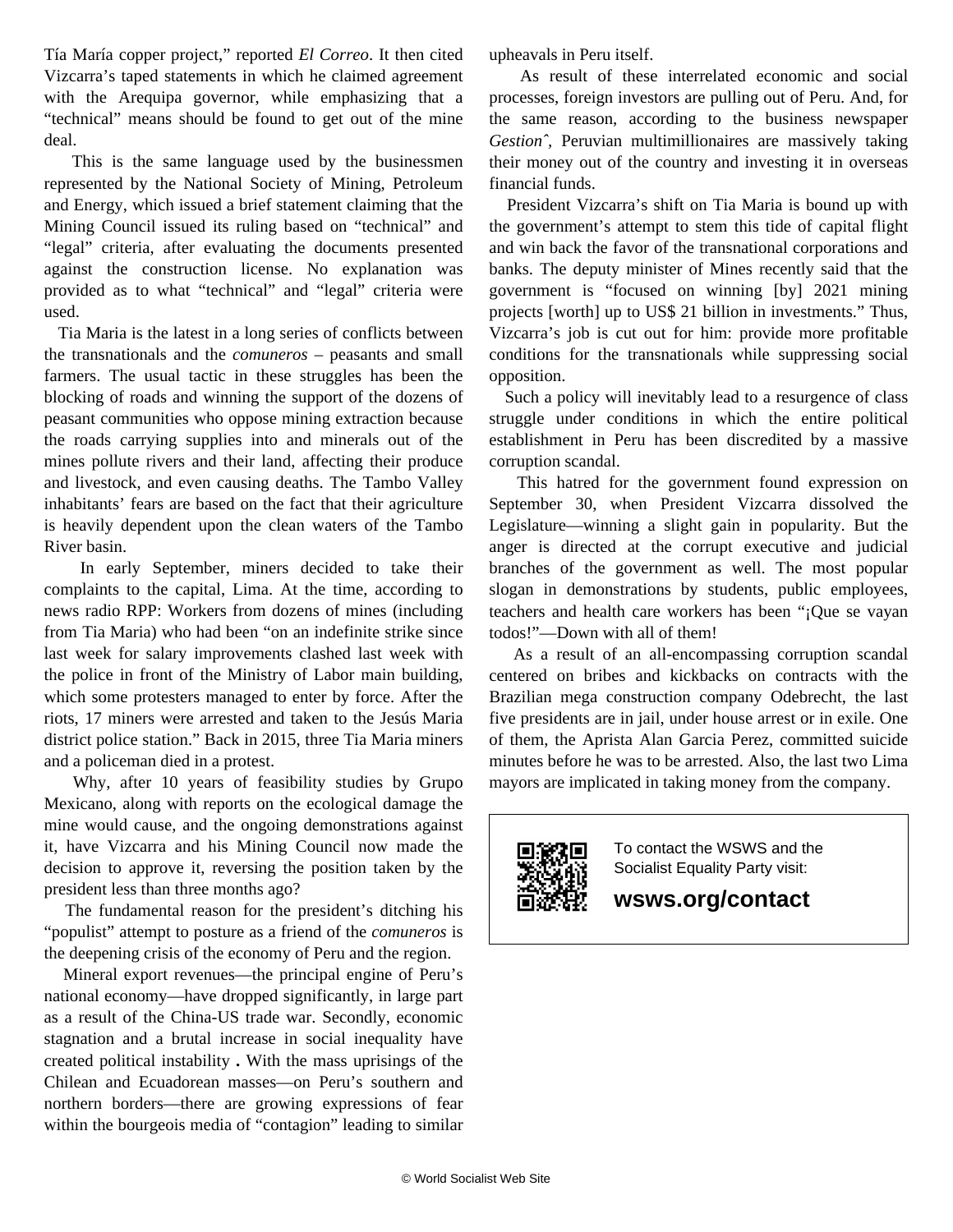Tía María copper project," reported *El Correo*. It then cited Vizcarra's taped statements in which he claimed agreement with the Arequipa governor, while emphasizing that a "technical" means should be found to get out of the mine deal.

This is the same language used by the businessmen represented by the National Society of Mining, Petroleum and Energy, which issued a brief statement claiming that the Mining Council issued its ruling based on "technical" and "legal" criteria, after evaluating the documents presented against the construction license. No explanation was provided as to what "technical" and "legal" criteria were used.

Tia Maria is the latest in a long series of conflicts between the transnationals and the *comuneros* – peasants and small farmers. The usual tactic in these struggles has been the blocking of roads and winning the support of the dozens of peasant communities who oppose mining extraction because the roads carrying supplies into and minerals out of the mines pollute rivers and their land, affecting their produce and livestock, and even causing deaths. The Tambo Valley inhabitants' fears are based on the fact that their agriculture is heavily dependent upon the clean waters of the Tambo River basin.

In early September, miners decided to take their complaints to the capital, Lima. At the time, according to news radio RPP: Workers from dozens of mines (including from Tia Maria) who had been "on an indefinite strike since last week for salary improvements clashed last week with the police in front of the Ministry of Labor main building, which some protesters managed to enter by force. After the riots, 17 miners were arrested and taken to the Jesús Maria district police station." Back in 2015, three Tia Maria miners and a policeman died in a protest.

Why, after 10 years of feasibility studies by Grupo Mexicano, along with reports on the ecological damage the mine would cause, and the ongoing demonstrations against it, have Vizcarra and his Mining Council now made the decision to approve it, reversing the position taken by the president less than three months ago?

The fundamental reason for the president's ditching his "populist" attempt to posture as a friend of the *comuneros* is the deepening crisis of the economy of Peru and the region.

Mineral export revenues—the principal engine of Peru's national economy—have dropped significantly, in large part as a result of the China-US trade war. Secondly, economic stagnation and a brutal increase in social inequality have created political instability **.** With the mass uprisings of the Chilean and Ecuadorean masses—on Peru's southern and northern borders—there are growing expressions of fear within the bourgeois media of "contagion" leading to similar upheavals in Peru itself.

As result of these interrelated economic and social processes, foreign investors are pulling out of Peru. And, for the same reason, according to the business newspaper *Gestionˆ*, Peruvian multimillionaires are massively taking their money out of the country and investing it in overseas financial funds.

President Vizcarra's shift on Tia Maria is bound up with the government's attempt to stem this tide of capital flight and win back the favor of the transnational corporations and banks. The deputy minister of Mines recently said that the government is "focused on winning [by] 2021 mining projects [worth] up to US$ 21 billion in investments." Thus, Vizcarra's job is cut out for him: provide more profitable conditions for the transnationals while suppressing social opposition.

Such a policy will inevitably lead to a resurgence of class struggle under conditions in which the entire political establishment in Peru has been discredited by a massive corruption scandal.

This hatred for the government found expression on September 30, when President Vizcarra dissolved the Legislature—winning a slight gain in popularity. But the anger is directed at the corrupt executive and judicial branches of the government as well. The most popular slogan in demonstrations by students, public employees, teachers and health care workers has been "¡Que se vayan todos!"—Down with all of them!

As a result of an all-encompassing corruption scandal centered on bribes and kickbacks on contracts with the Brazilian mega construction company Odebrecht, the last five presidents are in jail, under house arrest or in exile. One of them, the Aprista Alan Garcia Perez, committed suicide minutes before he was to be arrested. Also, the last two Lima mayors are implicated in taking money from the company.

To contact the WSWS and the Socialist Equality Party visit:

**wsws.org/contact**